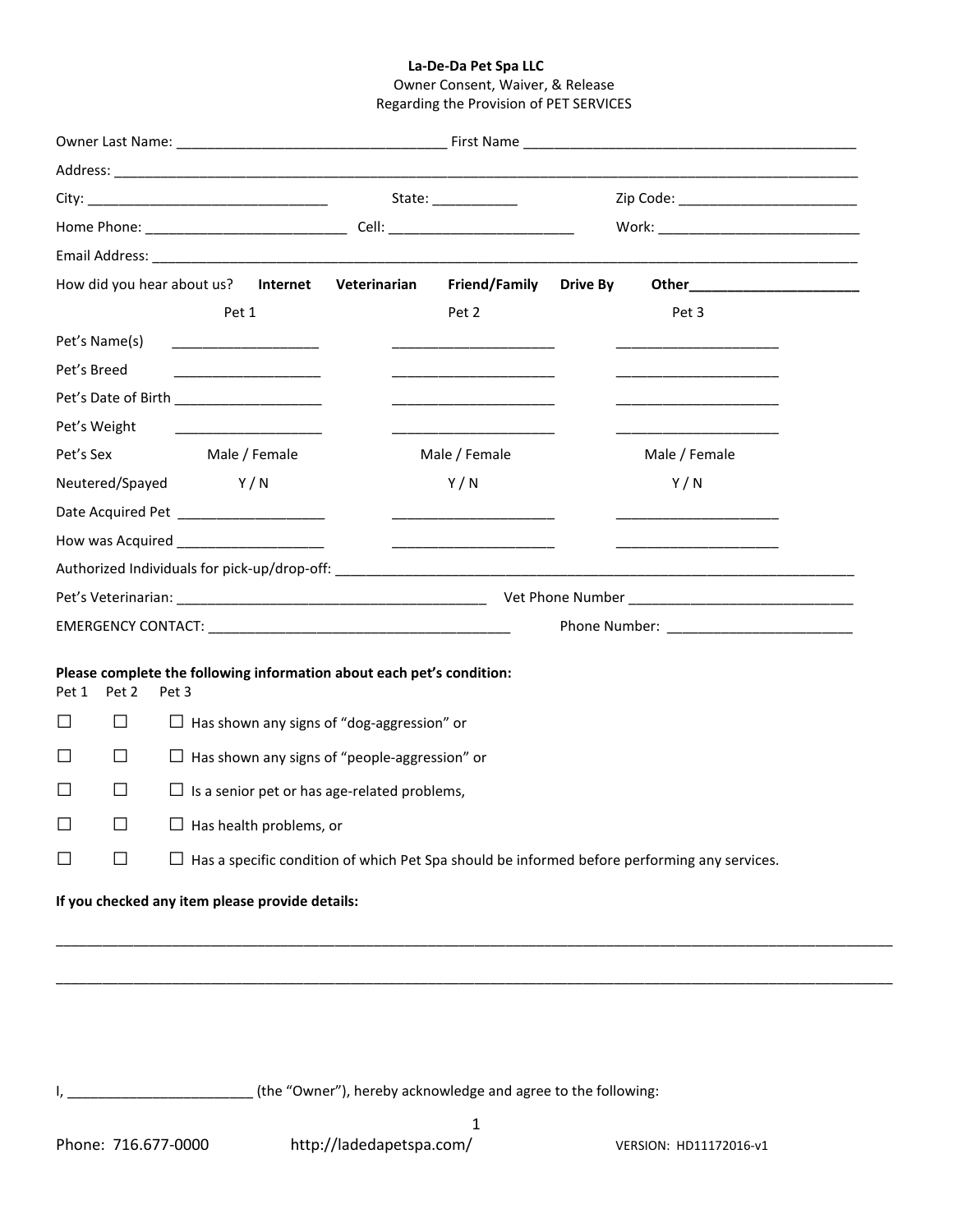**La-De-Da Pet Spa LLC**
Owner Consent, Waiver, & Release
Regarding the Provision of PET SERVICES

Owner Last Name: ___________________________________ First Name ___________________________________________

Address: _________________________________________________________________________________________________

City: ________________________________ State: ___________ Zip Code: ________________________

Home Phone: ___________________________ Cell: _________________________ Work: ___________________________

Email Address: ____________________________________________________________________________________________

How did you hear about us? **Internet** **Veterinarian** **Friend/Family** **Drive By** **Other______________________**

| | Pet 1 | Pet 2 | Pet 3 |
|---|---|---|---|
| Pet's Name(s) | ___________________ | _____________________ | _____________________ |
| Pet's Breed | ___________________ | _____________________ | _____________________ |
| Pet's Date of Birth | ___________________ | _____________________ | _____________________ |
| Pet's Weight | ___________________ | _____________________ | _____________________ |
| Pet's Sex | Male / Female | Male / Female | Male / Female |
| Neutered/Spayed | Y / N | Y / N | Y / N |
| Date Acquired Pet | ___________________ | _____________________ | _____________________ |
| How was Acquired | ___________________ | _____________________ | _____________________ |

Authorized Individuals for pick-up/drop-off: ______________________________________________________________________

Pet's Veterinarian: ________________________________________ Vet Phone Number ______________________________

EMERGENCY CONTACT: ________________________________________ Phone Number: _________________________

**Please complete the following information about each pet's condition:**

| Pet 1 | Pet 2 | Pet 3 | |
|---|---|---|---|
| ☐ | ☐ | ☐ | Has shown any signs of "dog-aggression" or |
| ☐ | ☐ | ☐ | Has shown any signs of "people-aggression" or |
| ☐ | ☐ | ☐ | Is a senior pet or has age-related problems, |
| ☐ | ☐ | ☐ | Has health problems, or |
| ☐ | ☐ | ☐ | Has a specific condition of which Pet Spa should be informed before performing any services. |

**If you checked any item please provide details:**

__________________________________________________________________________________________________________

__________________________________________________________________________________________________________

I, ________________________ (the "Owner"), hereby acknowledge and agree to the following:

Phone: 716.677-0000 http://ladedapetspa.com/ VERSION: HD11172016-v1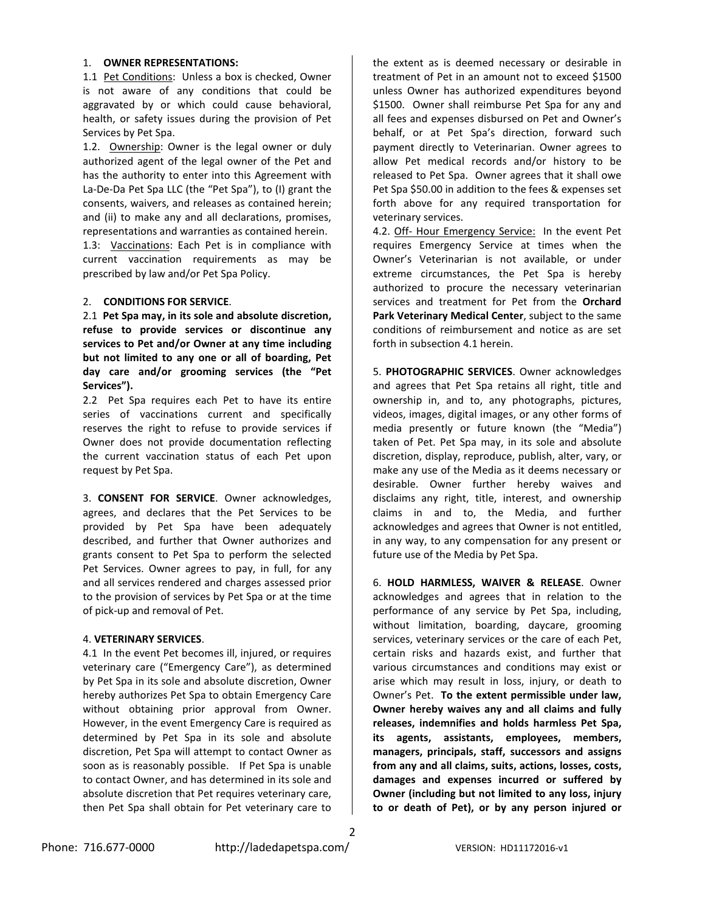1. **OWNER REPRESENTATIONS:**

1.1 Pet Conditions: Unless a box is checked, Owner is not aware of any conditions that could be aggravated by or which could cause behavioral, health, or safety issues during the provision of Pet Services by Pet Spa.

1.2. Ownership: Owner is the legal owner or duly authorized agent of the legal owner of the Pet and has the authority to enter into this Agreement with La-De-Da Pet Spa LLC (the "Pet Spa"), to (I) grant the consents, waivers, and releases as contained herein; and (ii) to make any and all declarations, promises, representations and warranties as contained herein.

1.3: Vaccinations: Each Pet is in compliance with current vaccination requirements as may be prescribed by law and/or Pet Spa Policy.

2. **CONDITIONS FOR SERVICE**.

2.1 **Pet Spa may, in its sole and absolute discretion, refuse to provide services or discontinue any services to Pet and/or Owner at any time including but not limited to any one or all of boarding, Pet day care and/or grooming services (the "Pet Services").**

2.2 Pet Spa requires each Pet to have its entire series of vaccinations current and specifically reserves the right to refuse to provide services if Owner does not provide documentation reflecting the current vaccination status of each Pet upon request by Pet Spa.

3. **CONSENT FOR SERVICE**. Owner acknowledges, agrees, and declares that the Pet Services to be provided by Pet Spa have been adequately described, and further that Owner authorizes and grants consent to Pet Spa to perform the selected Pet Services. Owner agrees to pay, in full, for any and all services rendered and charges assessed prior to the provision of services by Pet Spa or at the time of pick-up and removal of Pet.

4. **VETERINARY SERVICES**.

4.1 In the event Pet becomes ill, injured, or requires veterinary care ("Emergency Care"), as determined by Pet Spa in its sole and absolute discretion, Owner hereby authorizes Pet Spa to obtain Emergency Care without obtaining prior approval from Owner. However, in the event Emergency Care is required as determined by Pet Spa in its sole and absolute discretion, Pet Spa will attempt to contact Owner as soon as is reasonably possible. If Pet Spa is unable to contact Owner, and has determined in its sole and absolute discretion that Pet requires veterinary care, then Pet Spa shall obtain for Pet veterinary care to the extent as is deemed necessary or desirable in treatment of Pet in an amount not to exceed $1500 unless Owner has authorized expenditures beyond $1500. Owner shall reimburse Pet Spa for any and all fees and expenses disbursed on Pet and Owner's behalf, or at Pet Spa's direction, forward such payment directly to Veterinarian. Owner agrees to allow Pet medical records and/or history to be released to Pet Spa. Owner agrees that it shall owe Pet Spa $50.00 in addition to the fees & expenses set forth above for any required transportation for veterinary services.

4.2. Off- Hour Emergency Service: In the event Pet requires Emergency Service at times when the Owner's Veterinarian is not available, or under extreme circumstances, the Pet Spa is hereby authorized to procure the necessary veterinarian services and treatment for Pet from the **Orchard Park Veterinary Medical Center**, subject to the same conditions of reimbursement and notice as are set forth in subsection 4.1 herein.

5. **PHOTOGRAPHIC SERVICES**. Owner acknowledges and agrees that Pet Spa retains all right, title and ownership in, and to, any photographs, pictures, videos, images, digital images, or any other forms of media presently or future known (the "Media") taken of Pet. Pet Spa may, in its sole and absolute discretion, display, reproduce, publish, alter, vary, or make any use of the Media as it deems necessary or desirable. Owner further hereby waives and disclaims any right, title, interest, and ownership claims in and to, the Media, and further acknowledges and agrees that Owner is not entitled, in any way, to any compensation for any present or future use of the Media by Pet Spa.

6. **HOLD HARMLESS, WAIVER & RELEASE**. Owner acknowledges and agrees that in relation to the performance of any service by Pet Spa, including, without limitation, boarding, daycare, grooming services, veterinary services or the care of each Pet, certain risks and hazards exist, and further that various circumstances and conditions may exist or arise which may result in loss, injury, or death to Owner's Pet. **To the extent permissible under law, Owner hereby waives any and all claims and fully releases, indemnifies and holds harmless Pet Spa, its agents, assistants, employees, members, managers, principals, staff, successors and assigns from any and all claims, suits, actions, losses, costs, damages and expenses incurred or suffered by Owner (including but not limited to any loss, injury to or death of Pet), or by any person injured or**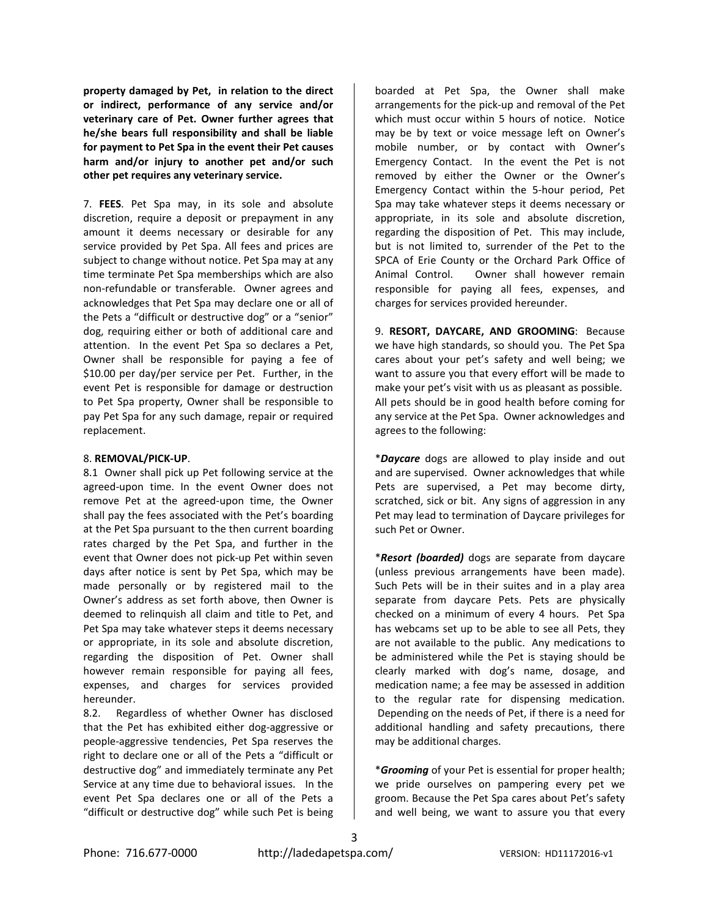**property damaged by Pet, in relation to the direct or indirect, performance of any service and/or veterinary care of Pet. Owner further agrees that he/she bears full responsibility and shall be liable for payment to Pet Spa in the event their Pet causes harm and/or injury to another pet and/or such other pet requires any veterinary service.**

7. **FEES**. Pet Spa may, in its sole and absolute discretion, require a deposit or prepayment in any amount it deems necessary or desirable for any service provided by Pet Spa. All fees and prices are subject to change without notice. Pet Spa may at any time terminate Pet Spa memberships which are also non-refundable or transferable. Owner agrees and acknowledges that Pet Spa may declare one or all of the Pets a "difficult or destructive dog" or a "senior" dog, requiring either or both of additional care and attention. In the event Pet Spa so declares a Pet, Owner shall be responsible for paying a fee of $10.00 per day/per service per Pet. Further, in the event Pet is responsible for damage or destruction to Pet Spa property, Owner shall be responsible to pay Pet Spa for any such damage, repair or required replacement.

8. **REMOVAL/PICK-UP**.

8.1 Owner shall pick up Pet following service at the agreed-upon time. In the event Owner does not remove Pet at the agreed-upon time, the Owner shall pay the fees associated with the Pet's boarding at the Pet Spa pursuant to the then current boarding rates charged by the Pet Spa, and further in the event that Owner does not pick-up Pet within seven days after notice is sent by Pet Spa, which may be made personally or by registered mail to the Owner's address as set forth above, then Owner is deemed to relinquish all claim and title to Pet, and Pet Spa may take whatever steps it deems necessary or appropriate, in its sole and absolute discretion, regarding the disposition of Pet. Owner shall however remain responsible for paying all fees, expenses, and charges for services provided hereunder.

8.2. Regardless of whether Owner has disclosed that the Pet has exhibited either dog-aggressive or people-aggressive tendencies, Pet Spa reserves the right to declare one or all of the Pets a "difficult or destructive dog" and immediately terminate any Pet Service at any time due to behavioral issues. In the event Pet Spa declares one or all of the Pets a "difficult or destructive dog" while such Pet is being boarded at Pet Spa, the Owner shall make arrangements for the pick-up and removal of the Pet which must occur within 5 hours of notice. Notice may be by text or voice message left on Owner's mobile number, or by contact with Owner's Emergency Contact. In the event the Pet is not removed by either the Owner or the Owner's Emergency Contact within the 5-hour period, Pet Spa may take whatever steps it deems necessary or appropriate, in its sole and absolute discretion, regarding the disposition of Pet. This may include, but is not limited to, surrender of the Pet to the SPCA of Erie County or the Orchard Park Office of Animal Control. Owner shall however remain responsible for paying all fees, expenses, and charges for services provided hereunder.

9. **RESORT, DAYCARE, AND GROOMING**: Because we have high standards, so should you. The Pet Spa cares about your pet's safety and well being; we want to assure you that every effort will be made to make your pet's visit with us as pleasant as possible. All pets should be in good health before coming for any service at the Pet Spa. Owner acknowledges and agrees to the following:

\****Daycare*** dogs are allowed to play inside and out and are supervised. Owner acknowledges that while Pets are supervised, a Pet may become dirty, scratched, sick or bit. Any signs of aggression in any Pet may lead to termination of Daycare privileges for such Pet or Owner.

\****Resort (boarded)*** dogs are separate from daycare (unless previous arrangements have been made). Such Pets will be in their suites and in a play area separate from daycare Pets. Pets are physically checked on a minimum of every 4 hours. Pet Spa has webcams set up to be able to see all Pets, they are not available to the public. Any medications to be administered while the Pet is staying should be clearly marked with dog's name, dosage, and medication name; a fee may be assessed in addition to the regular rate for dispensing medication. Depending on the needs of Pet, if there is a need for additional handling and safety precautions, there may be additional charges.

\****Grooming*** of your Pet is essential for proper health; we pride ourselves on pampering every pet we groom. Because the Pet Spa cares about Pet's safety and well being, we want to assure you that every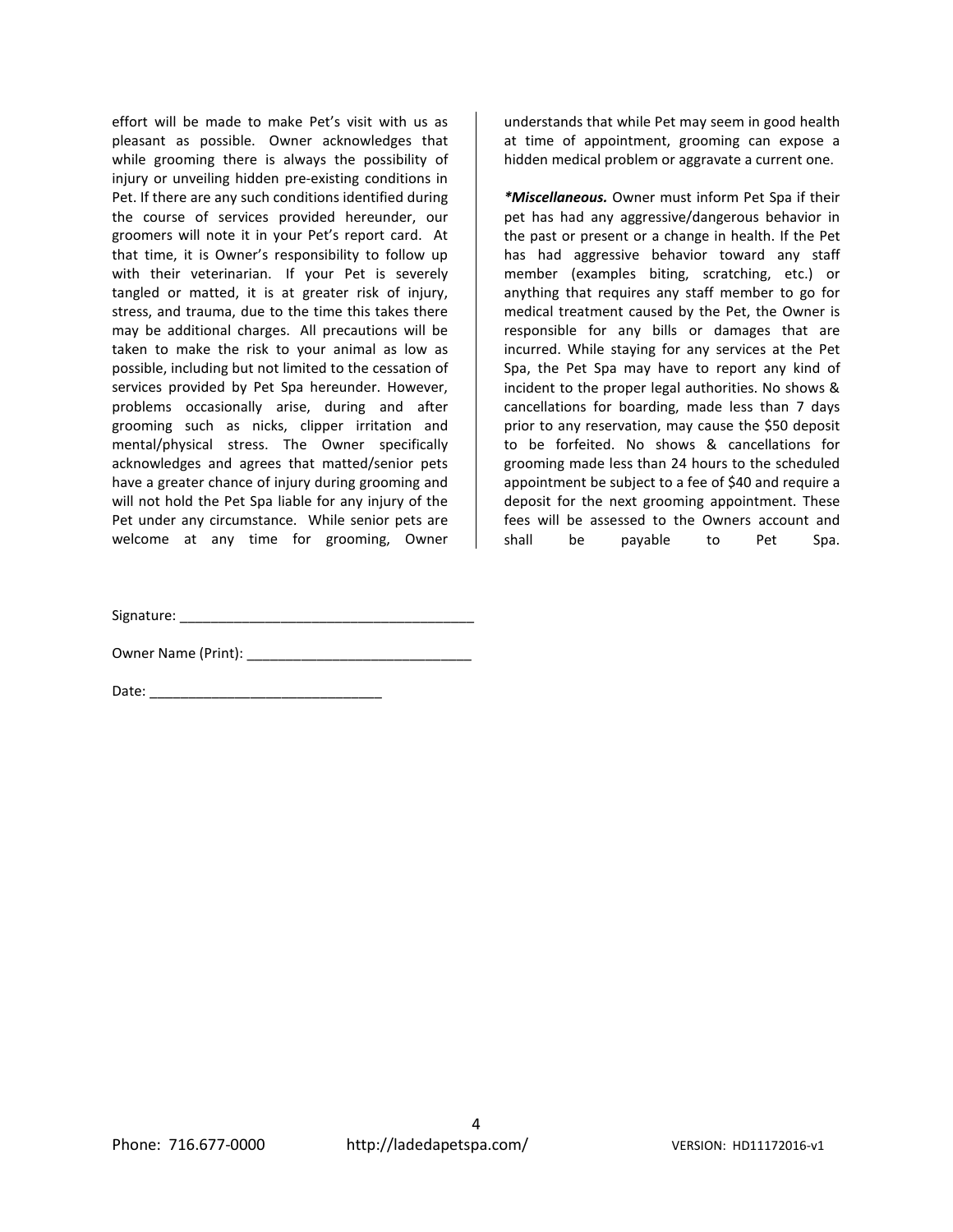effort will be made to make Pet's visit with us as pleasant as possible. Owner acknowledges that while grooming there is always the possibility of injury or unveiling hidden pre-existing conditions in Pet. If there are any such conditions identified during the course of services provided hereunder, our groomers will note it in your Pet's report card. At that time, it is Owner's responsibility to follow up with their veterinarian. If your Pet is severely tangled or matted, it is at greater risk of injury, stress, and trauma, due to the time this takes there may be additional charges. All precautions will be taken to make the risk to your animal as low as possible, including but not limited to the cessation of services provided by Pet Spa hereunder. However, problems occasionally arise, during and after grooming such as nicks, clipper irritation and mental/physical stress. The Owner specifically acknowledges and agrees that matted/senior pets have a greater chance of injury during grooming and will not hold the Pet Spa liable for any injury of the Pet under any circumstance. While senior pets are welcome at any time for grooming, Owner understands that while Pet may seem in good health at time of appointment, grooming can expose a hidden medical problem or aggravate a current one.

***Miscellaneous.*** Owner must inform Pet Spa if their pet has had any aggressive/dangerous behavior in the past or present or a change in health. If the Pet has had aggressive behavior toward any staff member (examples biting, scratching, etc.) or anything that requires any staff member to go for medical treatment caused by the Pet, the Owner is responsible for any bills or damages that are incurred. While staying for any services at the Pet Spa, the Pet Spa may have to report any kind of incident to the proper legal authorities. No shows & cancellations for boarding, made less than 7 days prior to any reservation, may cause the $50 deposit to be forfeited. No shows & cancellations for grooming made less than 24 hours to the scheduled appointment be subject to a fee of $40 and require a deposit for the next grooming appointment. These fees will be assessed to the Owners account and shall be payable to Pet Spa.

Signature: ______________________________________

Owner Name (Print): _____________________________

Date: ______________________________

Phone: 716.677-0000 http://ladedapetspa.com/ VERSION: HD11172016-v1